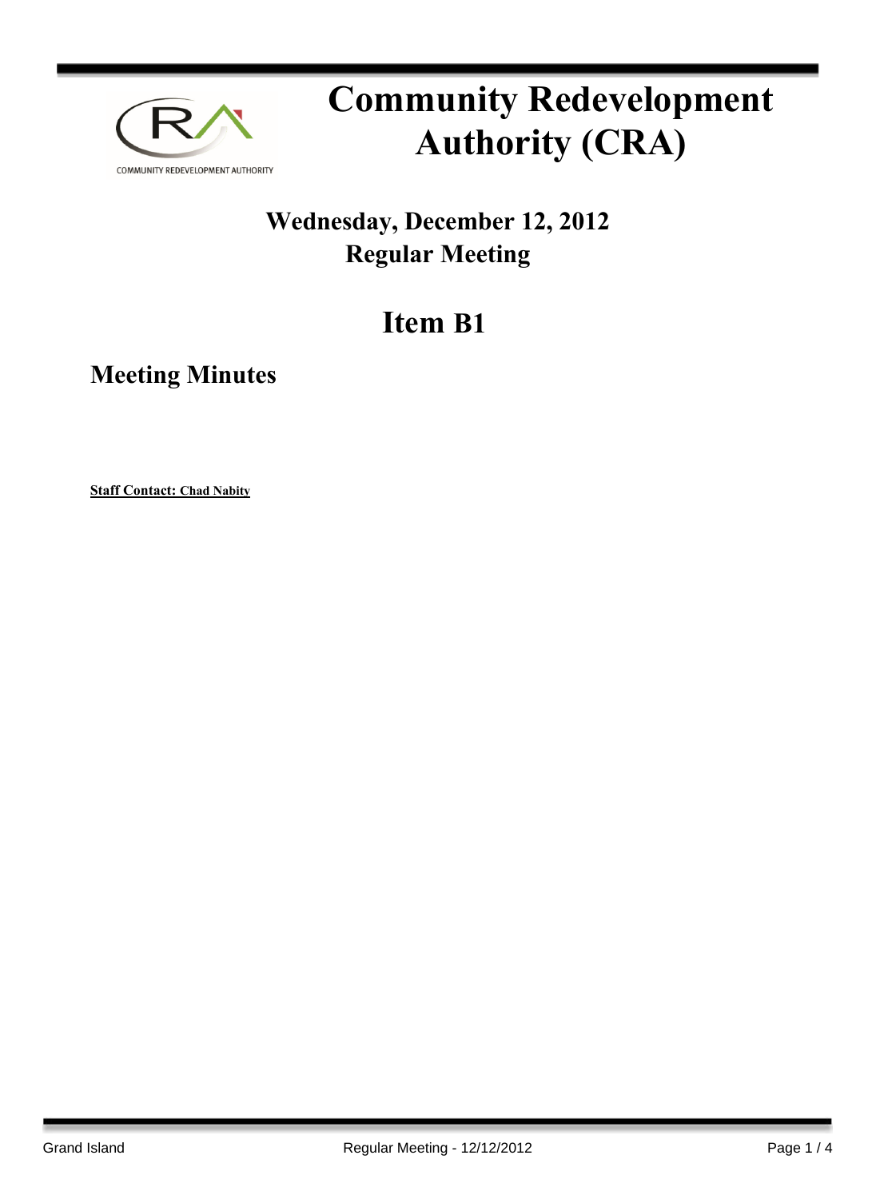# Community Redevelopment Authority (CRA)

## Wednesday, December 12, 2012
## Regular Meeting

# Item B1

## Meeting Minutes

**Staff Contact: Chad Nabity**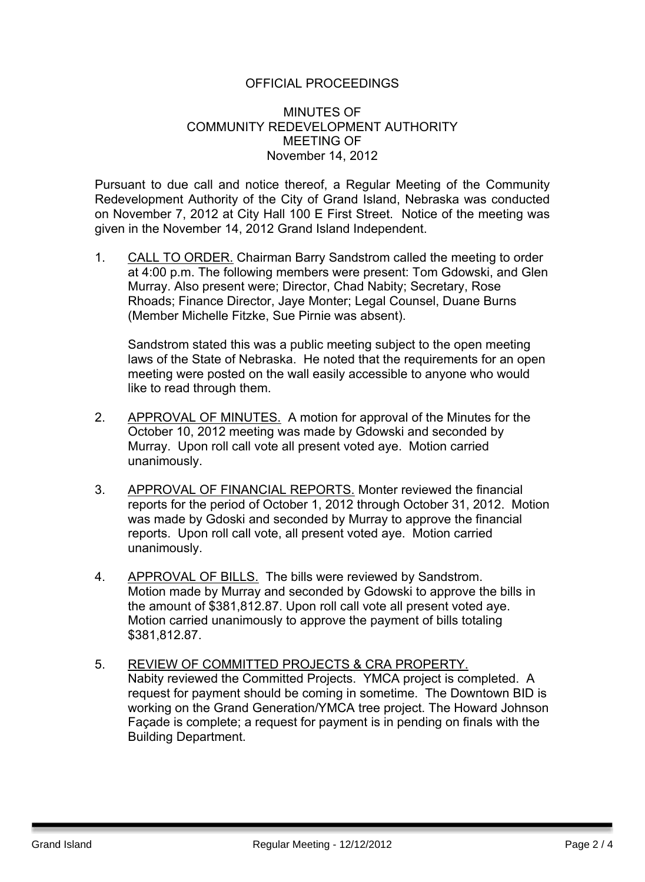OFFICIAL PROCEEDINGS

MINUTES OF
COMMUNITY REDEVELOPMENT AUTHORITY
MEETING OF
November 14, 2012

Pursuant to due call and notice thereof, a Regular Meeting of the Community Redevelopment Authority of the City of Grand Island, Nebraska was conducted on November 7, 2012 at City Hall 100 E First Street. Notice of the meeting was given in the November 14, 2012 Grand Island Independent.

1. CALL TO ORDER. Chairman Barry Sandstrom called the meeting to order at 4:00 p.m. The following members were present: Tom Gdowski, and Glen Murray. Also present were; Director, Chad Nabity; Secretary, Rose Rhoads; Finance Director, Jaye Monter; Legal Counsel, Duane Burns (Member Michelle Fitzke, Sue Pirnie was absent).

   Sandstrom stated this was a public meeting subject to the open meeting laws of the State of Nebraska. He noted that the requirements for an open meeting were posted on the wall easily accessible to anyone who would like to read through them.

2. APPROVAL OF MINUTES. A motion for approval of the Minutes for the October 10, 2012 meeting was made by Gdowski and seconded by Murray. Upon roll call vote all present voted aye. Motion carried unanimously.

3. APPROVAL OF FINANCIAL REPORTS. Monter reviewed the financial reports for the period of October 1, 2012 through October 31, 2012. Motion was made by Gdoski and seconded by Murray to approve the financial reports. Upon roll call vote, all present voted aye. Motion carried unanimously.

4. APPROVAL OF BILLS. The bills were reviewed by Sandstrom. Motion made by Murray and seconded by Gdowski to approve the bills in the amount of $381,812.87. Upon roll call vote all present voted aye. Motion carried unanimously to approve the payment of bills totaling $381,812.87.

5. REVIEW OF COMMITTED PROJECTS & CRA PROPERTY. Nabity reviewed the Committed Projects. YMCA project is completed. A request for payment should be coming in sometime. The Downtown BID is working on the Grand Generation/YMCA tree project. The Howard Johnson Façade is complete; a request for payment is in pending on finals with the Building Department.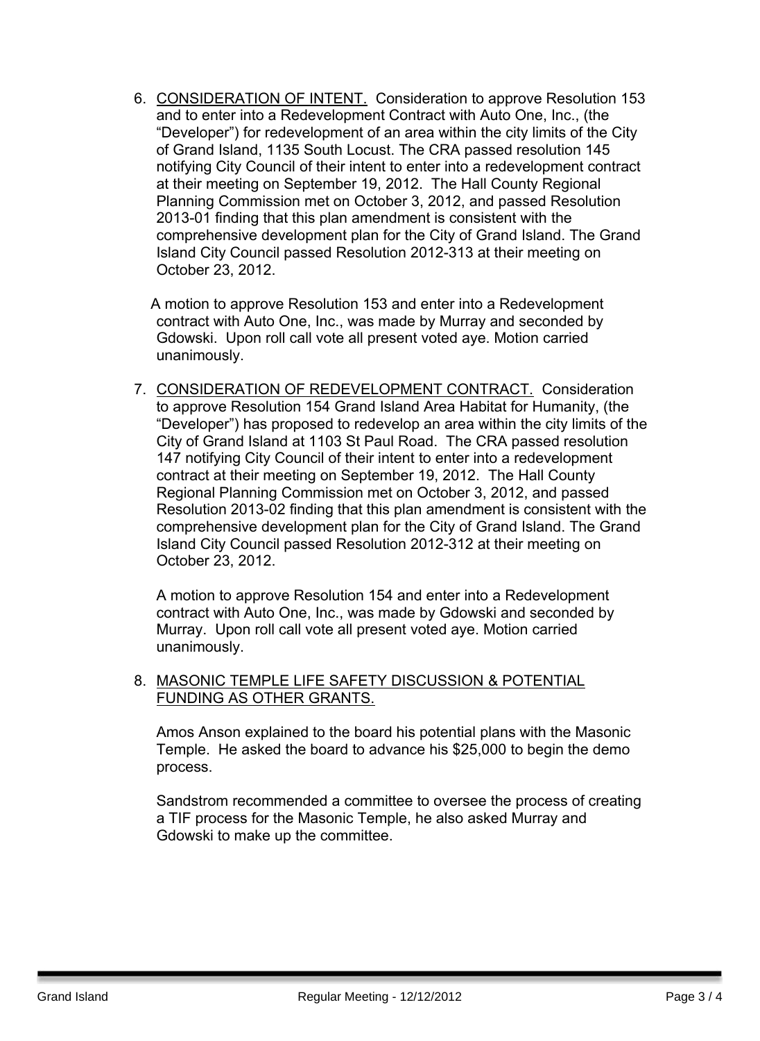6. <u>CONSIDERATION OF INTENT.</u> Consideration to approve Resolution 153 and to enter into a Redevelopment Contract with Auto One, Inc., (the "Developer") for redevelopment of an area within the city limits of the City of Grand Island, 1135 South Locust. The CRA passed resolution 145 notifying City Council of their intent to enter into a redevelopment contract at their meeting on September 19, 2012. The Hall County Regional Planning Commission met on October 3, 2012, and passed Resolution 2013-01 finding that this plan amendment is consistent with the comprehensive development plan for the City of Grand Island. The Grand Island City Council passed Resolution 2012-313 at their meeting on October 23, 2012.

   A motion to approve Resolution 153 and enter into a Redevelopment contract with Auto One, Inc., was made by Murray and seconded by Gdowski. Upon roll call vote all present voted aye. Motion carried unanimously.

7. <u>CONSIDERATION OF REDEVELOPMENT CONTRACT.</u> Consideration to approve Resolution 154 Grand Island Area Habitat for Humanity, (the "Developer") has proposed to redevelop an area within the city limits of the City of Grand Island at 1103 St Paul Road. The CRA passed resolution 147 notifying City Council of their intent to enter into a redevelopment contract at their meeting on September 19, 2012. The Hall County Regional Planning Commission met on October 3, 2012, and passed Resolution 2013-02 finding that this plan amendment is consistent with the comprehensive development plan for the City of Grand Island. The Grand Island City Council passed Resolution 2012-312 at their meeting on October 23, 2012.

   A motion to approve Resolution 154 and enter into a Redevelopment contract with Auto One, Inc., was made by Gdowski and seconded by Murray. Upon roll call vote all present voted aye. Motion carried unanimously.

8. <u>MASONIC TEMPLE LIFE SAFETY DISCUSSION & POTENTIAL FUNDING AS OTHER GRANTS.</u>

   Amos Anson explained to the board his potential plans with the Masonic Temple. He asked the board to advance his $25,000 to begin the demo process.

   Sandstrom recommended a committee to oversee the process of creating a TIF process for the Masonic Temple, he also asked Murray and Gdowski to make up the committee.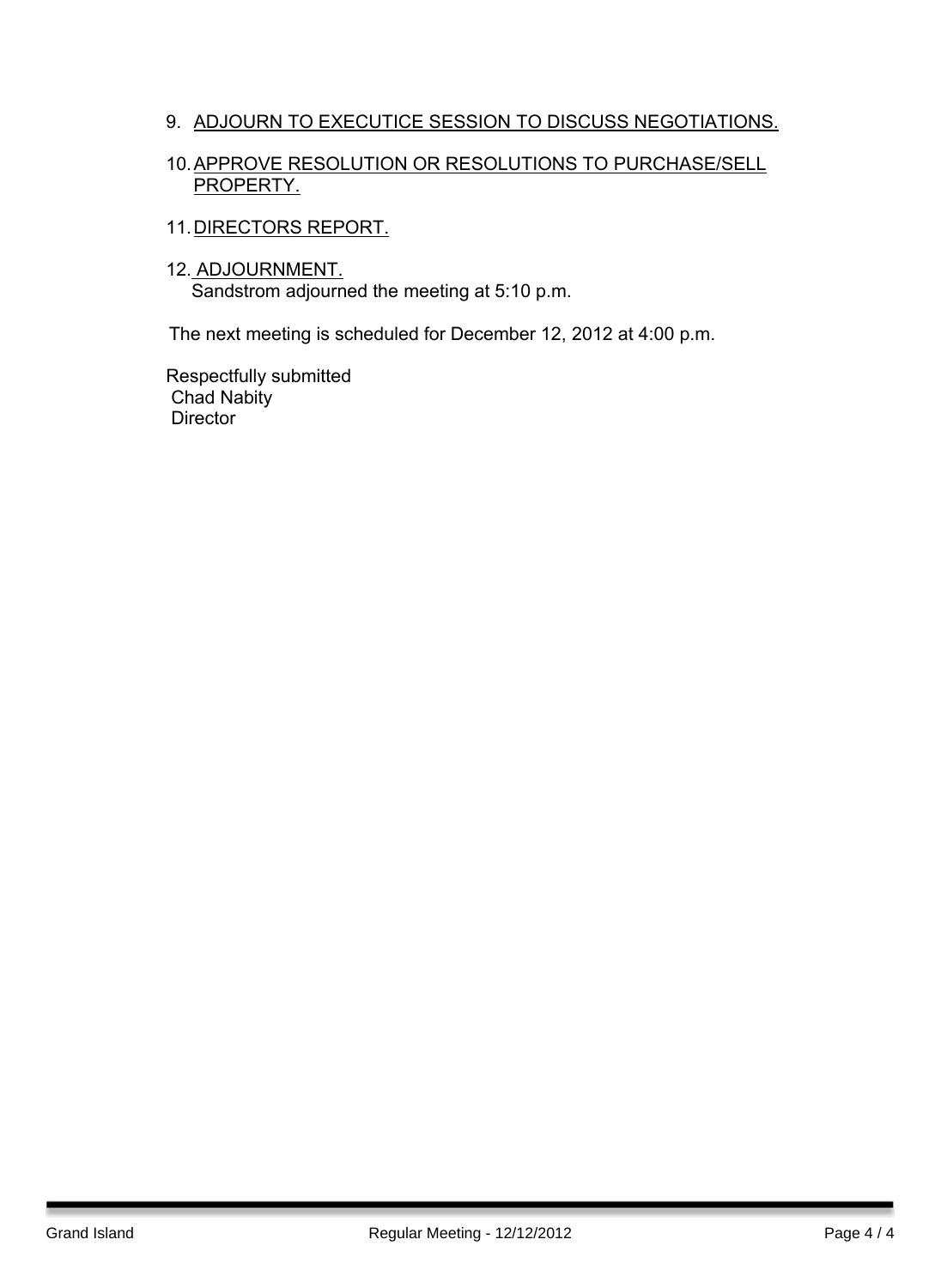9. ADJOURN TO EXECUTICE SESSION TO DISCUSS NEGOTIATIONS.

10. APPROVE RESOLUTION OR RESOLUTIONS TO PURCHASE/SELL PROPERTY.

11. DIRECTORS REPORT.

12. ADJOURNMENT.
    Sandstrom adjourned the meeting at 5:10 p.m.

The next meeting is scheduled for December 12, 2012 at 4:00 p.m.

Respectfully submitted
Chad Nabity
Director